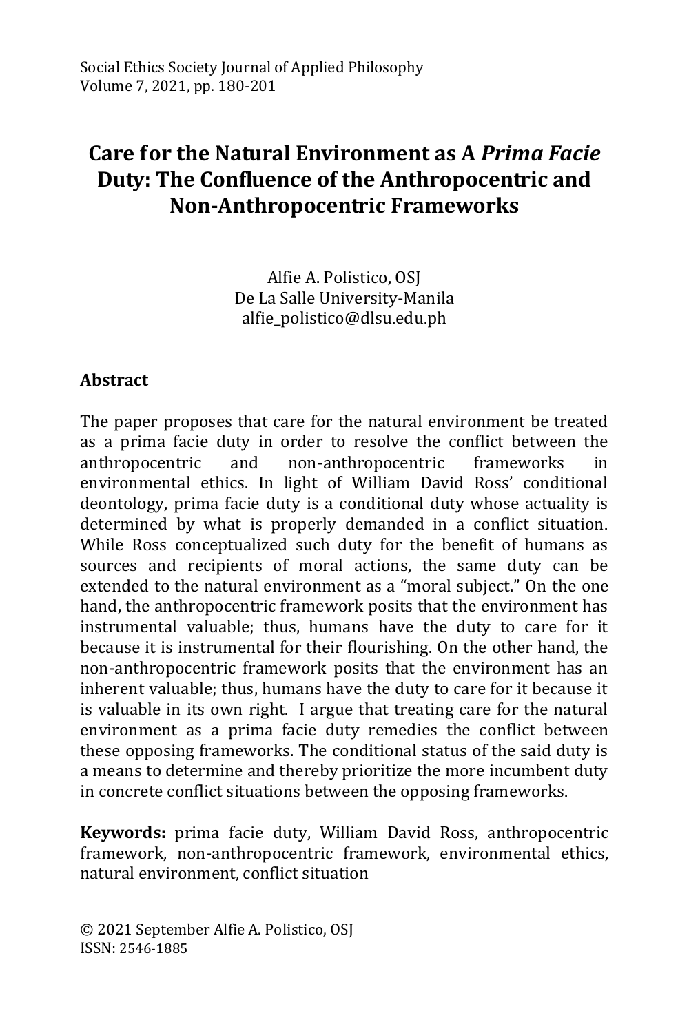# Care for the Natural Environment as A *Prima Facie* Duty: The Confluence of the Anthropocentric and Non-Anthropocentric Frameworks

Alfie A. Polistico, OSJ
De La Salle University-Manila
alfie_polistico@dlsu.edu.ph

## Abstract

The paper proposes that care for the natural environment be treated as a prima facie duty in order to resolve the conflict between the anthropocentric and non-anthropocentric frameworks in environmental ethics. In light of William David Ross' conditional deontology, prima facie duty is a conditional duty whose actuality is determined by what is properly demanded in a conflict situation. While Ross conceptualized such duty for the benefit of humans as sources and recipients of moral actions, the same duty can be extended to the natural environment as a "moral subject." On the one hand, the anthropocentric framework posits that the environment has instrumental valuable; thus, humans have the duty to care for it because it is instrumental for their flourishing. On the other hand, the non-anthropocentric framework posits that the environment has an inherent valuable; thus, humans have the duty to care for it because it is valuable in its own right. I argue that treating care for the natural environment as a prima facie duty remedies the conflict between these opposing frameworks. The conditional status of the said duty is a means to determine and thereby prioritize the more incumbent duty in concrete conflict situations between the opposing frameworks.

**Keywords:** prima facie duty, William David Ross, anthropocentric framework, non-anthropocentric framework, environmental ethics, natural environment, conflict situation

© 2021 September Alfie A. Polistico, OSJ
ISSN: 2546-1885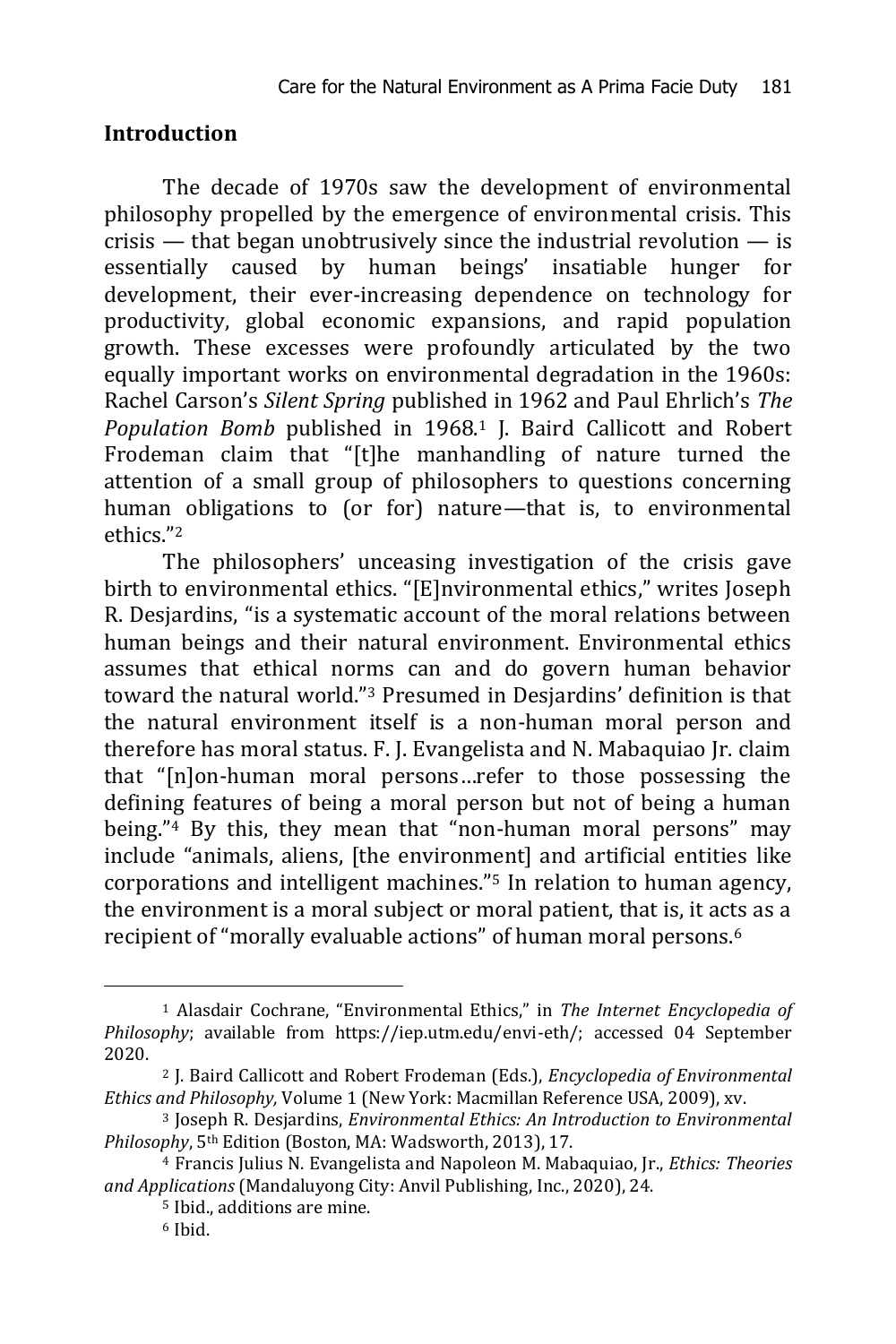## Introduction

The decade of 1970s saw the development of environmental philosophy propelled by the emergence of environmental crisis. This crisis — that began unobtrusively since the industrial revolution — is essentially caused by human beings' insatiable hunger for development, their ever-increasing dependence on technology for productivity, global economic expansions, and rapid population growth. These excesses were profoundly articulated by the two equally important works on environmental degradation in the 1960s: Rachel Carson's *Silent Spring* published in 1962 and Paul Ehrlich's *The Population Bomb* published in 1968.[1] J. Baird Callicott and Robert Frodeman claim that "[t]he manhandling of nature turned the attention of a small group of philosophers to questions concerning human obligations to (or for) nature—that is, to environmental ethics."[2]

The philosophers' unceasing investigation of the crisis gave birth to environmental ethics. "[E]nvironmental ethics," writes Joseph R. Desjardins, "is a systematic account of the moral relations between human beings and their natural environment. Environmental ethics assumes that ethical norms can and do govern human behavior toward the natural world."[3] Presumed in Desjardins' definition is that the natural environment itself is a non-human moral person and therefore has moral status. F. J. Evangelista and N. Mabaquiao Jr. claim that "[n]on-human moral persons…refer to those possessing the defining features of being a moral person but not of being a human being."[4] By this, they mean that "non-human moral persons" may include "animals, aliens, [the environment] and artificial entities like corporations and intelligent machines."[5] In relation to human agency, the environment is a moral subject or moral patient, that is, it acts as a recipient of "morally evaluable actions" of human moral persons.[6]

---

[1] Alasdair Cochrane, "Environmental Ethics," in *The Internet Encyclopedia of Philosophy*; available from https://iep.utm.edu/envi-eth/; accessed 04 September 2020.

[2] J. Baird Callicott and Robert Frodeman (Eds.), *Encyclopedia of Environmental Ethics and Philosophy,* Volume 1 (New York: Macmillan Reference USA, 2009), xv.

[3] Joseph R. Desjardins, *Environmental Ethics: An Introduction to Environmental Philosophy*, 5th Edition (Boston, MA: Wadsworth, 2013), 17.

[4] Francis Julius N. Evangelista and Napoleon M. Mabaquiao, Jr., *Ethics: Theories and Applications* (Mandaluyong City: Anvil Publishing, Inc., 2020), 24.

[5] Ibid., additions are mine.

[6] Ibid.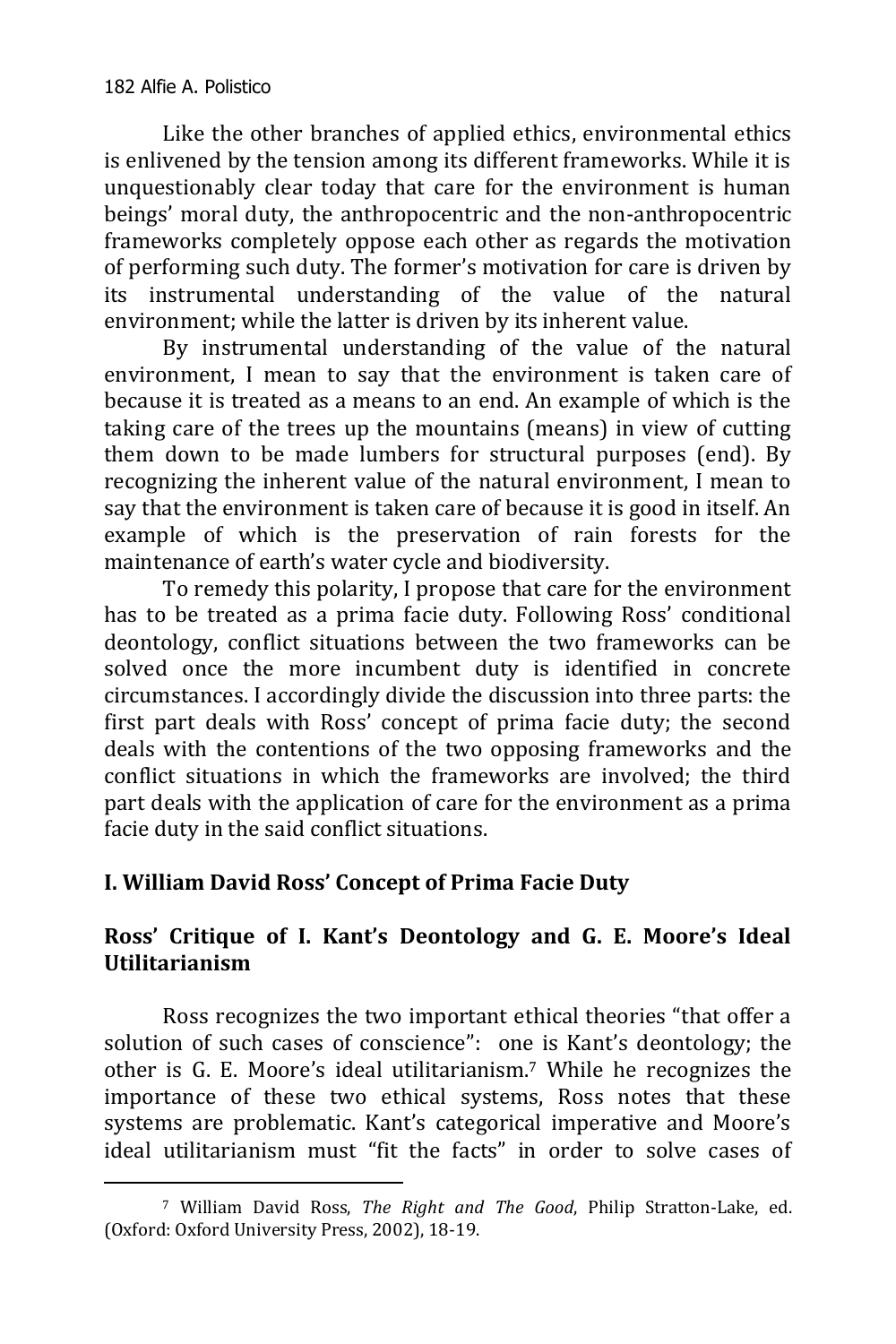Like the other branches of applied ethics, environmental ethics is enlivened by the tension among its different frameworks. While it is unquestionably clear today that care for the environment is human beings' moral duty, the anthropocentric and the non-anthropocentric frameworks completely oppose each other as regards the motivation of performing such duty. The former's motivation for care is driven by its instrumental understanding of the value of the natural environment; while the latter is driven by its inherent value.

By instrumental understanding of the value of the natural environment, I mean to say that the environment is taken care of because it is treated as a means to an end. An example of which is the taking care of the trees up the mountains (means) in view of cutting them down to be made lumbers for structural purposes (end). By recognizing the inherent value of the natural environment, I mean to say that the environment is taken care of because it is good in itself. An example of which is the preservation of rain forests for the maintenance of earth's water cycle and biodiversity.

To remedy this polarity, I propose that care for the environment has to be treated as a prima facie duty. Following Ross' conditional deontology, conflict situations between the two frameworks can be solved once the more incumbent duty is identified in concrete circumstances. I accordingly divide the discussion into three parts: the first part deals with Ross' concept of prima facie duty; the second deals with the contentions of the two opposing frameworks and the conflict situations in which the frameworks are involved; the third part deals with the application of care for the environment as a prima facie duty in the said conflict situations.

## I. William David Ross' Concept of Prima Facie Duty

### Ross' Critique of I. Kant's Deontology and G. E. Moore's Ideal Utilitarianism

Ross recognizes the two important ethical theories "that offer a solution of such cases of conscience": one is Kant's deontology; the other is G. E. Moore's ideal utilitarianism.[7] While he recognizes the importance of these two ethical systems, Ross notes that these systems are problematic. Kant's categorical imperative and Moore's ideal utilitarianism must "fit the facts" in order to solve cases of

[7] William David Ross, *The Right and The Good*, Philip Stratton-Lake, ed. (Oxford: Oxford University Press, 2002), 18-19.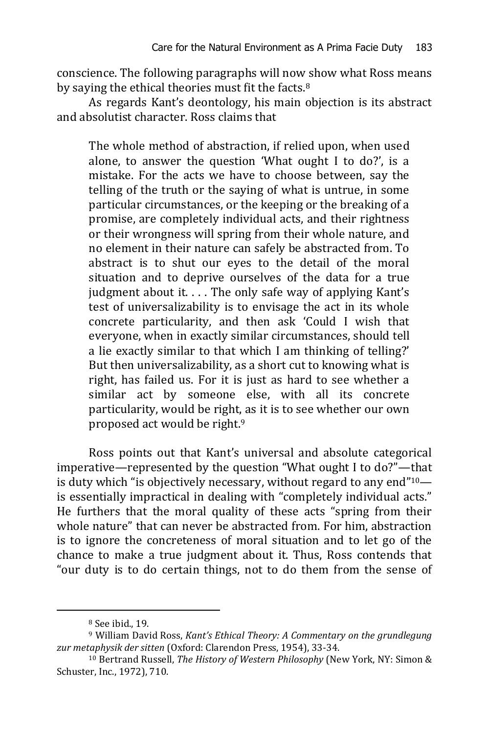conscience. The following paragraphs will now show what Ross means by saying the ethical theories must fit the facts.[8]

As regards Kant's deontology, his main objection is its abstract and absolutist character. Ross claims that

> The whole method of abstraction, if relied upon, when used alone, to answer the question 'What ought I to do?', is a mistake. For the acts we have to choose between, say the telling of the truth or the saying of what is untrue, in some particular circumstances, or the keeping or the breaking of a promise, are completely individual acts, and their rightness or their wrongness will spring from their whole nature, and no element in their nature can safely be abstracted from. To abstract is to shut our eyes to the detail of the moral situation and to deprive ourselves of the data for a true judgment about it. . . . The only safe way of applying Kant's test of universalizability is to envisage the act in its whole concrete particularity, and then ask 'Could I wish that everyone, when in exactly similar circumstances, should tell a lie exactly similar to that which I am thinking of telling?' But then universalizability, as a short cut to knowing what is right, has failed us. For it is just as hard to see whether a similar act by someone else, with all its concrete particularity, would be right, as it is to see whether our own proposed act would be right.[9]

Ross points out that Kant's universal and absolute categorical imperative—represented by the question "What ought I to do?"—that is duty which "is objectively necessary, without regard to any end"[10]—is essentially impractical in dealing with "completely individual acts." He furthers that the moral quality of these acts "spring from their whole nature" that can never be abstracted from. For him, abstraction is to ignore the concreteness of moral situation and to let go of the chance to make a true judgment about it. Thus, Ross contends that "our duty is to do certain things, not to do them from the sense of

---

[8] See ibid., 19.

[9] William David Ross, *Kant's Ethical Theory: A Commentary on the grundlegung zur metaphysik der sitten* (Oxford: Clarendon Press, 1954), 33-34.

[10] Bertrand Russell, *The History of Western Philosophy* (New York, NY: Simon & Schuster, Inc., 1972), 710.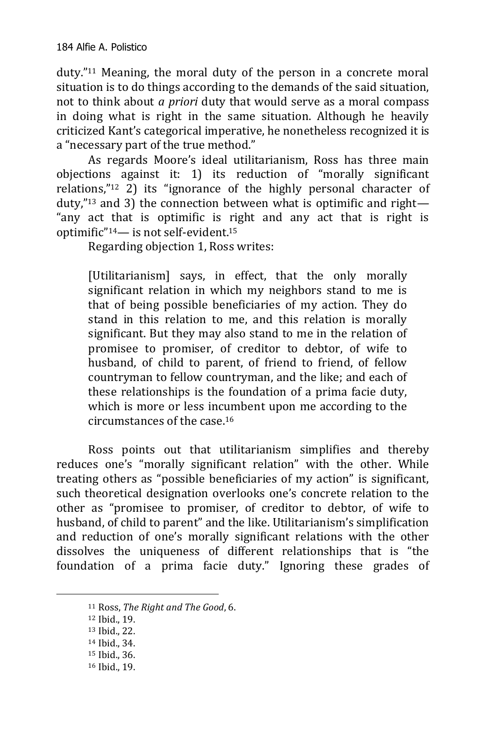duty."[11] Meaning, the moral duty of the person in a concrete moral situation is to do things according to the demands of the said situation, not to think about *a priori* duty that would serve as a moral compass in doing what is right in the same situation. Although he heavily criticized Kant's categorical imperative, he nonetheless recognized it is a "necessary part of the true method."

As regards Moore's ideal utilitarianism, Ross has three main objections against it: 1) its reduction of "morally significant relations,"[12] 2) its "ignorance of the highly personal character of duty,"[13] and 3) the connection between what is optimific and right—"any act that is optimific is right and any act that is right is optimific"[14]— is not self-evident.[15]

Regarding objection 1, Ross writes:

> [Utilitarianism] says, in effect, that the only morally significant relation in which my neighbors stand to me is that of being possible beneficiaries of my action. They do stand in this relation to me, and this relation is morally significant. But they may also stand to me in the relation of promisee to promiser, of creditor to debtor, of wife to husband, of child to parent, of friend to friend, of fellow countryman to fellow countryman, and the like; and each of these relationships is the foundation of a prima facie duty, which is more or less incumbent upon me according to the circumstances of the case.[16]

Ross points out that utilitarianism simplifies and thereby reduces one's "morally significant relation" with the other. While treating others as "possible beneficiaries of my action" is significant, such theoretical designation overlooks one's concrete relation to the other as "promisee to promiser, of creditor to debtor, of wife to husband, of child to parent" and the like. Utilitarianism's simplification and reduction of one's morally significant relations with the other dissolves the uniqueness of different relationships that is "the foundation of a prima facie duty." Ignoring these grades of

---

[11] Ross, *The Right and The Good*, 6.
[12] Ibid., 19.
[13] Ibid., 22.
[14] Ibid., 34.
[15] Ibid., 36.
[16] Ibid., 19.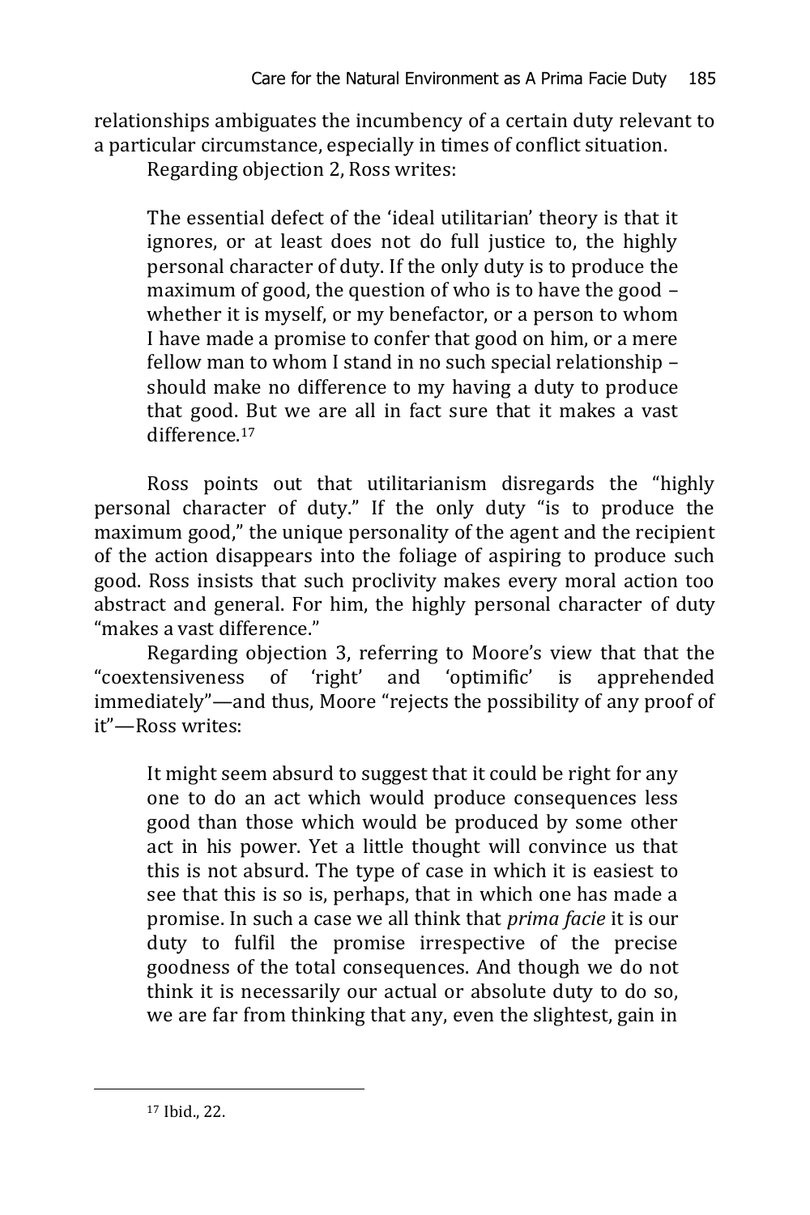relationships ambiguates the incumbency of a certain duty relevant to a particular circumstance, especially in times of conflict situation.

Regarding objection 2, Ross writes:

> The essential defect of the 'ideal utilitarian' theory is that it ignores, or at least does not do full justice to, the highly personal character of duty. If the only duty is to produce the maximum of good, the question of who is to have the good – whether it is myself, or my benefactor, or a person to whom I have made a promise to confer that good on him, or a mere fellow man to whom I stand in no such special relationship – should make no difference to my having a duty to produce that good. But we are all in fact sure that it makes a vast difference.[17]

Ross points out that utilitarianism disregards the "highly personal character of duty." If the only duty "is to produce the maximum good," the unique personality of the agent and the recipient of the action disappears into the foliage of aspiring to produce such good. Ross insists that such proclivity makes every moral action too abstract and general. For him, the highly personal character of duty "makes a vast difference."

Regarding objection 3, referring to Moore's view that that the "coextensiveness of 'right' and 'optimific' is apprehended immediately"—and thus, Moore "rejects the possibility of any proof of it"—Ross writes:

> It might seem absurd to suggest that it could be right for any one to do an act which would produce consequences less good than those which would be produced by some other act in his power. Yet a little thought will convince us that this is not absurd. The type of case in which it is easiest to see that this is so is, perhaps, that in which one has made a promise. In such a case we all think that *prima facie* it is our duty to fulfil the promise irrespective of the precise goodness of the total consequences. And though we do not think it is necessarily our actual or absolute duty to do so, we are far from thinking that any, even the slightest, gain in

[17] Ibid., 22.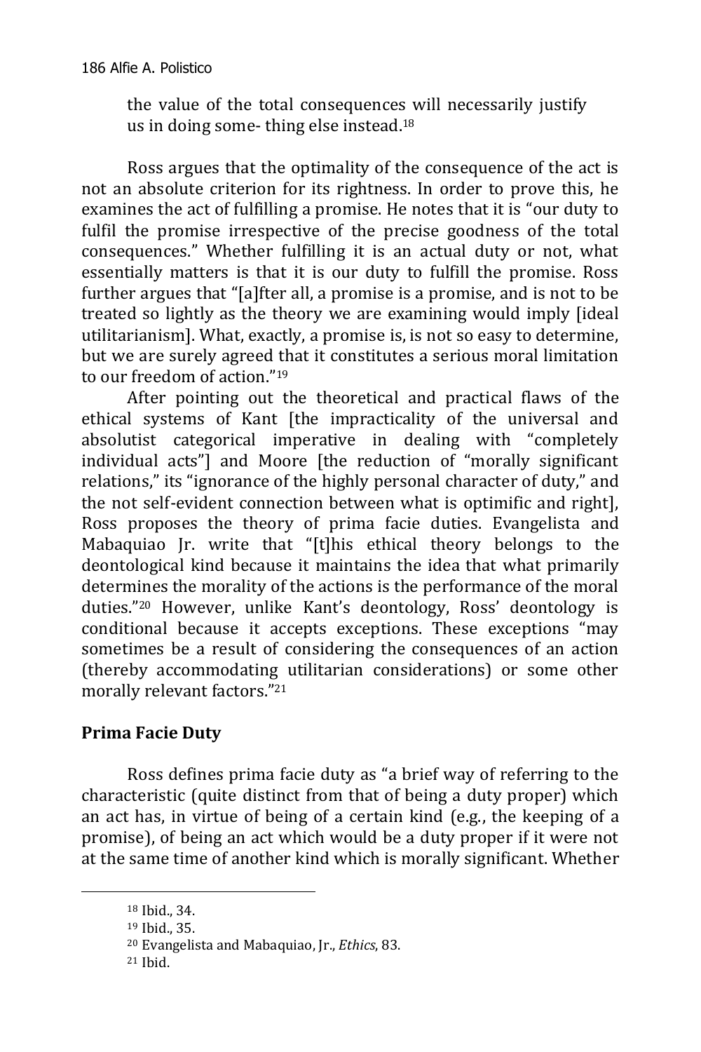the value of the total consequences will necessarily justify us in doing some- thing else instead.[18]

Ross argues that the optimality of the consequence of the act is not an absolute criterion for its rightness. In order to prove this, he examines the act of fulfilling a promise. He notes that it is "our duty to fulfil the promise irrespective of the precise goodness of the total consequences." Whether fulfilling it is an actual duty or not, what essentially matters is that it is our duty to fulfill the promise. Ross further argues that "[a]fter all, a promise is a promise, and is not to be treated so lightly as the theory we are examining would imply [ideal utilitarianism]. What, exactly, a promise is, is not so easy to determine, but we are surely agreed that it constitutes a serious moral limitation to our freedom of action."[19]

After pointing out the theoretical and practical flaws of the ethical systems of Kant [the impracticality of the universal and absolutist categorical imperative in dealing with "completely individual acts"] and Moore [the reduction of "morally significant relations," its "ignorance of the highly personal character of duty," and the not self-evident connection between what is optimific and right], Ross proposes the theory of prima facie duties. Evangelista and Mabaquiao Jr. write that "[t]his ethical theory belongs to the deontological kind because it maintains the idea that what primarily determines the morality of the actions is the performance of the moral duties."[20] However, unlike Kant's deontology, Ross' deontology is conditional because it accepts exceptions. These exceptions "may sometimes be a result of considering the consequences of an action (thereby accommodating utilitarian considerations) or some other morally relevant factors."[21]

## Prima Facie Duty

Ross defines prima facie duty as "a brief way of referring to the characteristic (quite distinct from that of being a duty proper) which an act has, in virtue of being of a certain kind (e.g., the keeping of a promise), of being an act which would be a duty proper if it were not at the same time of another kind which is morally significant. Whether

---

[18] Ibid., 34.

[19] Ibid., 35.

[20] Evangelista and Mabaquiao, Jr., *Ethics*, 83.

[21] Ibid.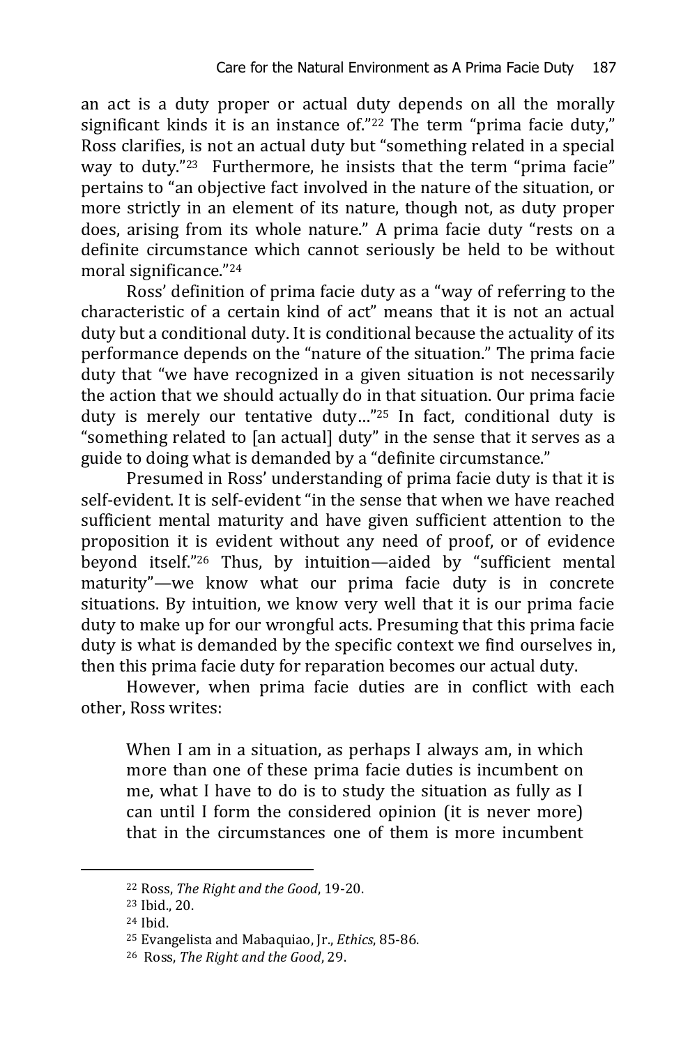an act is a duty proper or actual duty depends on all the morally significant kinds it is an instance of."[22] The term "prima facie duty," Ross clarifies, is not an actual duty but "something related in a special way to duty."[23] Furthermore, he insists that the term "prima facie" pertains to "an objective fact involved in the nature of the situation, or more strictly in an element of its nature, though not, as duty proper does, arising from its whole nature." A prima facie duty "rests on a definite circumstance which cannot seriously be held to be without moral significance."[24]

Ross' definition of prima facie duty as a "way of referring to the characteristic of a certain kind of act" means that it is not an actual duty but a conditional duty. It is conditional because the actuality of its performance depends on the "nature of the situation." The prima facie duty that "we have recognized in a given situation is not necessarily the action that we should actually do in that situation. Our prima facie duty is merely our tentative duty…"[25] In fact, conditional duty is "something related to [an actual] duty" in the sense that it serves as a guide to doing what is demanded by a "definite circumstance."

Presumed in Ross' understanding of prima facie duty is that it is self-evident. It is self-evident "in the sense that when we have reached sufficient mental maturity and have given sufficient attention to the proposition it is evident without any need of proof, or of evidence beyond itself."[26] Thus, by intuition—aided by "sufficient mental maturity"—we know what our prima facie duty is in concrete situations. By intuition, we know very well that it is our prima facie duty to make up for our wrongful acts. Presuming that this prima facie duty is what is demanded by the specific context we find ourselves in, then this prima facie duty for reparation becomes our actual duty.

However, when prima facie duties are in conflict with each other, Ross writes:

> When I am in a situation, as perhaps I always am, in which more than one of these prima facie duties is incumbent on me, what I have to do is to study the situation as fully as I can until I form the considered opinion (it is never more) that in the circumstances one of them is more incumbent

---

[22] Ross, *The Right and the Good*, 19-20.

[23] Ibid., 20.

[24] Ibid.

[25] Evangelista and Mabaquiao, Jr., *Ethics*, 85-86.

[26] Ross, *The Right and the Good*, 29.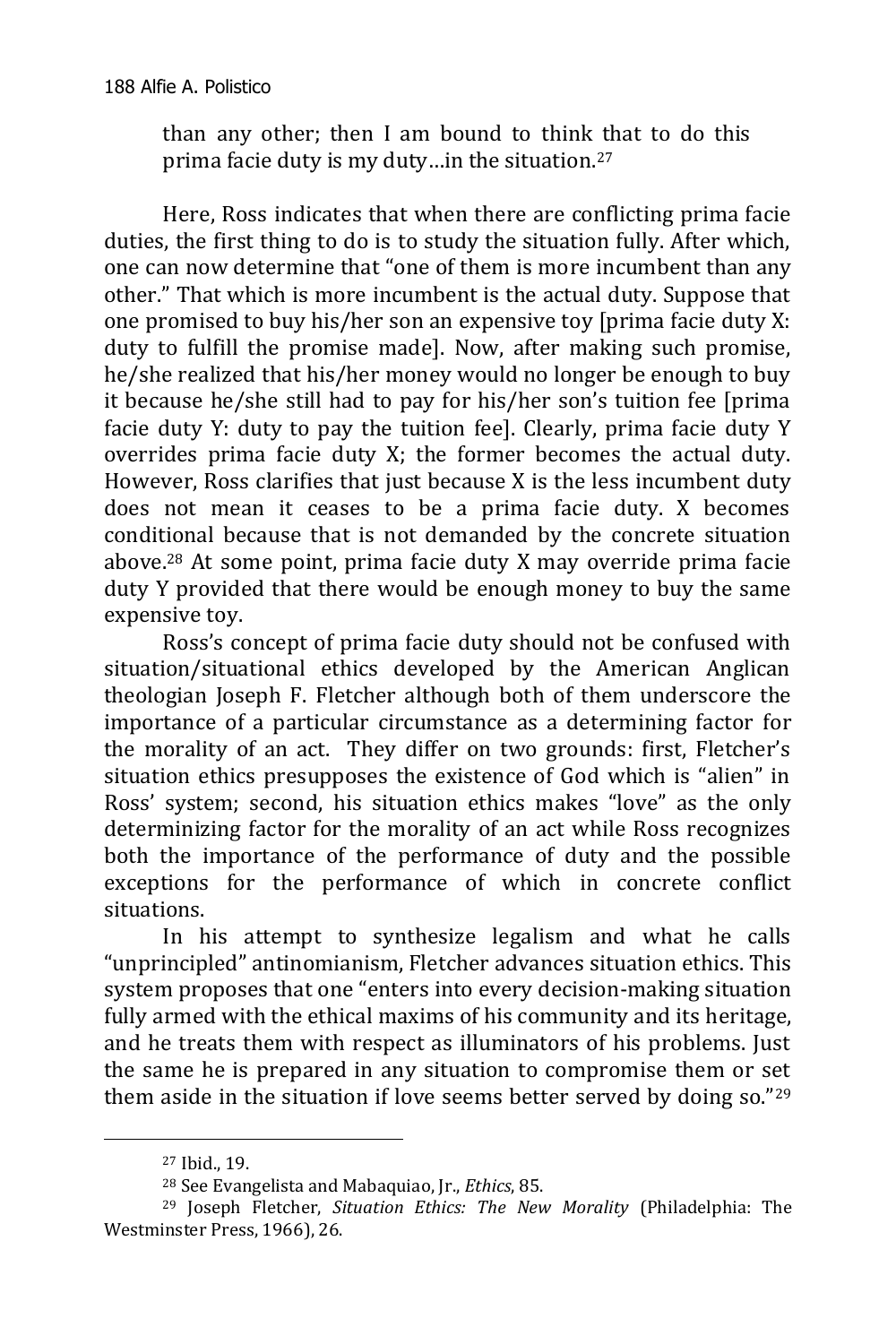than any other; then I am bound to think that to do this prima facie duty is my duty…in the situation.[27]

Here, Ross indicates that when there are conflicting prima facie duties, the first thing to do is to study the situation fully. After which, one can now determine that "one of them is more incumbent than any other." That which is more incumbent is the actual duty. Suppose that one promised to buy his/her son an expensive toy [prima facie duty X: duty to fulfill the promise made]. Now, after making such promise, he/she realized that his/her money would no longer be enough to buy it because he/she still had to pay for his/her son's tuition fee [prima facie duty Y: duty to pay the tuition fee]. Clearly, prima facie duty Y overrides prima facie duty X; the former becomes the actual duty. However, Ross clarifies that just because X is the less incumbent duty does not mean it ceases to be a prima facie duty. X becomes conditional because that is not demanded by the concrete situation above.[28] At some point, prima facie duty X may override prima facie duty Y provided that there would be enough money to buy the same expensive toy.

Ross's concept of prima facie duty should not be confused with situation/situational ethics developed by the American Anglican theologian Joseph F. Fletcher although both of them underscore the importance of a particular circumstance as a determining factor for the morality of an act. They differ on two grounds: first, Fletcher's situation ethics presupposes the existence of God which is "alien" in Ross' system; second, his situation ethics makes "love" as the only determinizing factor for the morality of an act while Ross recognizes both the importance of the performance of duty and the possible exceptions for the performance of which in concrete conflict situations.

In his attempt to synthesize legalism and what he calls "unprincipled" antinomianism, Fletcher advances situation ethics. This system proposes that one "enters into every decision-making situation fully armed with the ethical maxims of his community and its heritage, and he treats them with respect as illuminators of his problems. Just the same he is prepared in any situation to compromise them or set them aside in the situation if love seems better served by doing so."[29]

---

[27] Ibid., 19.

[28] See Evangelista and Mabaquiao, Jr., *Ethics*, 85.

[29] Joseph Fletcher, *Situation Ethics: The New Morality* (Philadelphia: The Westminster Press, 1966), 26.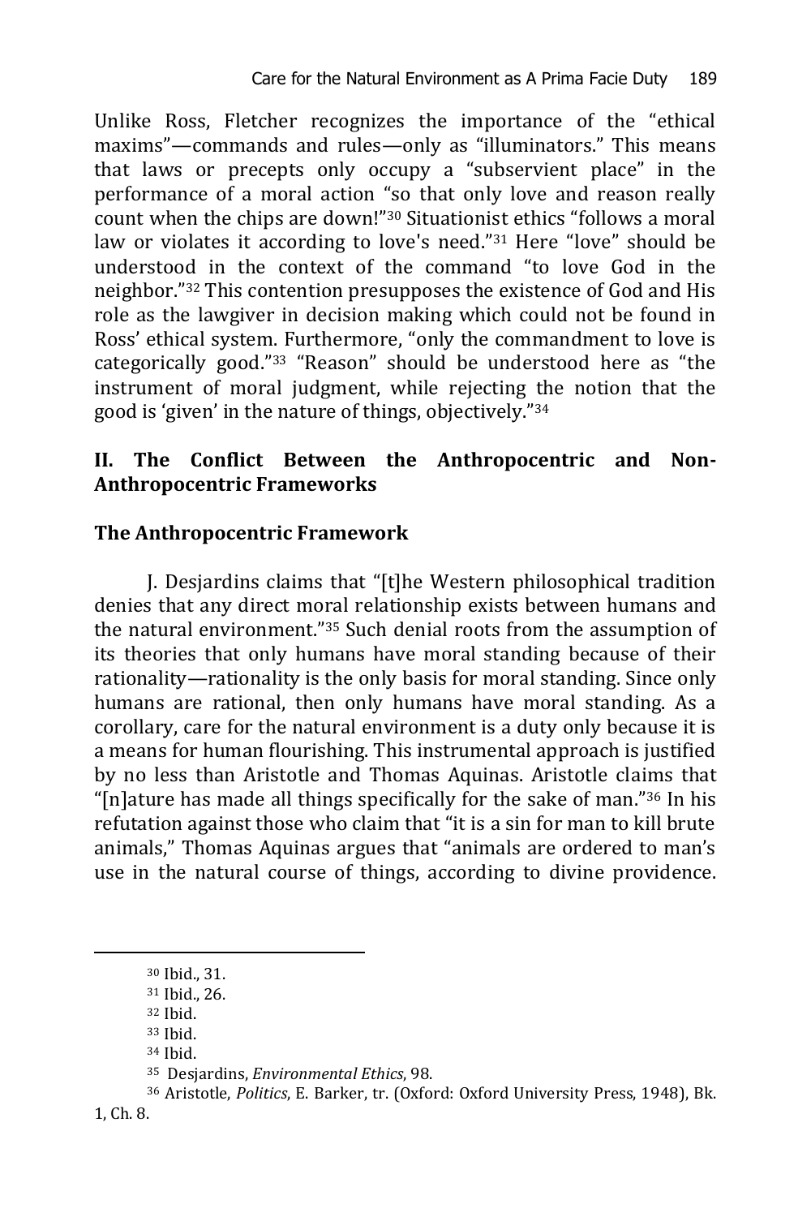Unlike Ross, Fletcher recognizes the importance of the "ethical maxims"—commands and rules—only as "illuminators." This means that laws or precepts only occupy a "subservient place" in the performance of a moral action "so that only love and reason really count when the chips are down!"[30] Situationist ethics "follows a moral law or violates it according to love's need."[31] Here "love" should be understood in the context of the command "to love God in the neighbor."[32] This contention presupposes the existence of God and His role as the lawgiver in decision making which could not be found in Ross' ethical system. Furthermore, "only the commandment to love is categorically good."[33] "Reason" should be understood here as "the instrument of moral judgment, while rejecting the notion that the good is 'given' in the nature of things, objectively."[34]

## II. The Conflict Between the Anthropocentric and Non-Anthropocentric Frameworks

### The Anthropocentric Framework

J. Desjardins claims that "[t]he Western philosophical tradition denies that any direct moral relationship exists between humans and the natural environment."[35] Such denial roots from the assumption of its theories that only humans have moral standing because of their rationality—rationality is the only basis for moral standing. Since only humans are rational, then only humans have moral standing. As a corollary, care for the natural environment is a duty only because it is a means for human flourishing. This instrumental approach is justified by no less than Aristotle and Thomas Aquinas. Aristotle claims that "[n]ature has made all things specifically for the sake of man."[36] In his refutation against those who claim that "it is a sin for man to kill brute animals," Thomas Aquinas argues that "animals are ordered to man's use in the natural course of things, according to divine providence.

---

[30] Ibid., 31.

[31] Ibid., 26.

[32] Ibid.

[33] Ibid.

[34] Ibid.

[35] Desjardins, *Environmental Ethics*, 98.

[36] Aristotle, *Politics*, E. Barker, tr. (Oxford: Oxford University Press, 1948), Bk. 1, Ch. 8.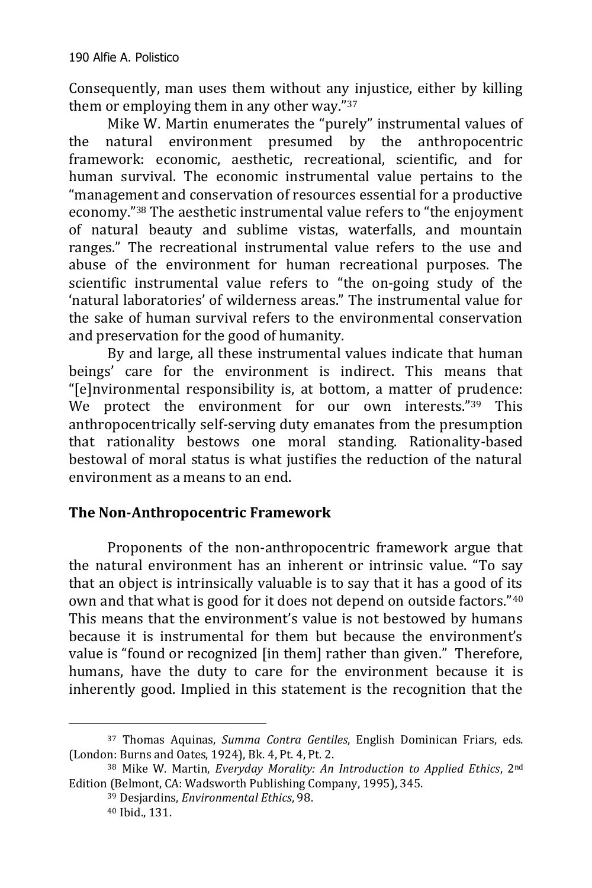Consequently, man uses them without any injustice, either by killing them or employing them in any other way."[37]

Mike W. Martin enumerates the "purely" instrumental values of the natural environment presumed by the anthropocentric framework: economic, aesthetic, recreational, scientific, and for human survival. The economic instrumental value pertains to the "management and conservation of resources essential for a productive economy."[38] The aesthetic instrumental value refers to "the enjoyment of natural beauty and sublime vistas, waterfalls, and mountain ranges." The recreational instrumental value refers to the use and abuse of the environment for human recreational purposes. The scientific instrumental value refers to "the on-going study of the 'natural laboratories' of wilderness areas." The instrumental value for the sake of human survival refers to the environmental conservation and preservation for the good of humanity.

By and large, all these instrumental values indicate that human beings' care for the environment is indirect. This means that "[e]nvironmental responsibility is, at bottom, a matter of prudence: We protect the environment for our own interests."[39] This anthropocentrically self-serving duty emanates from the presumption that rationality bestows one moral standing. Rationality-based bestowal of moral status is what justifies the reduction of the natural environment as a means to an end.

## The Non-Anthropocentric Framework

Proponents of the non-anthropocentric framework argue that the natural environment has an inherent or intrinsic value. "To say that an object is intrinsically valuable is to say that it has a good of its own and that what is good for it does not depend on outside factors."[40] This means that the environment's value is not bestowed by humans because it is instrumental for them but because the environment's value is "found or recognized [in them] rather than given." Therefore, humans, have the duty to care for the environment because it is inherently good. Implied in this statement is the recognition that the

---

[37] Thomas Aquinas, *Summa Contra Gentiles*, English Dominican Friars, eds. (London: Burns and Oates, 1924), Bk. 4, Pt. 4, Pt. 2.

[38] Mike W. Martin, *Everyday Morality: An Introduction to Applied Ethics*, 2nd Edition (Belmont, CA: Wadsworth Publishing Company, 1995), 345.

[39] Desjardins, *Environmental Ethics*, 98.

[40] Ibid., 131.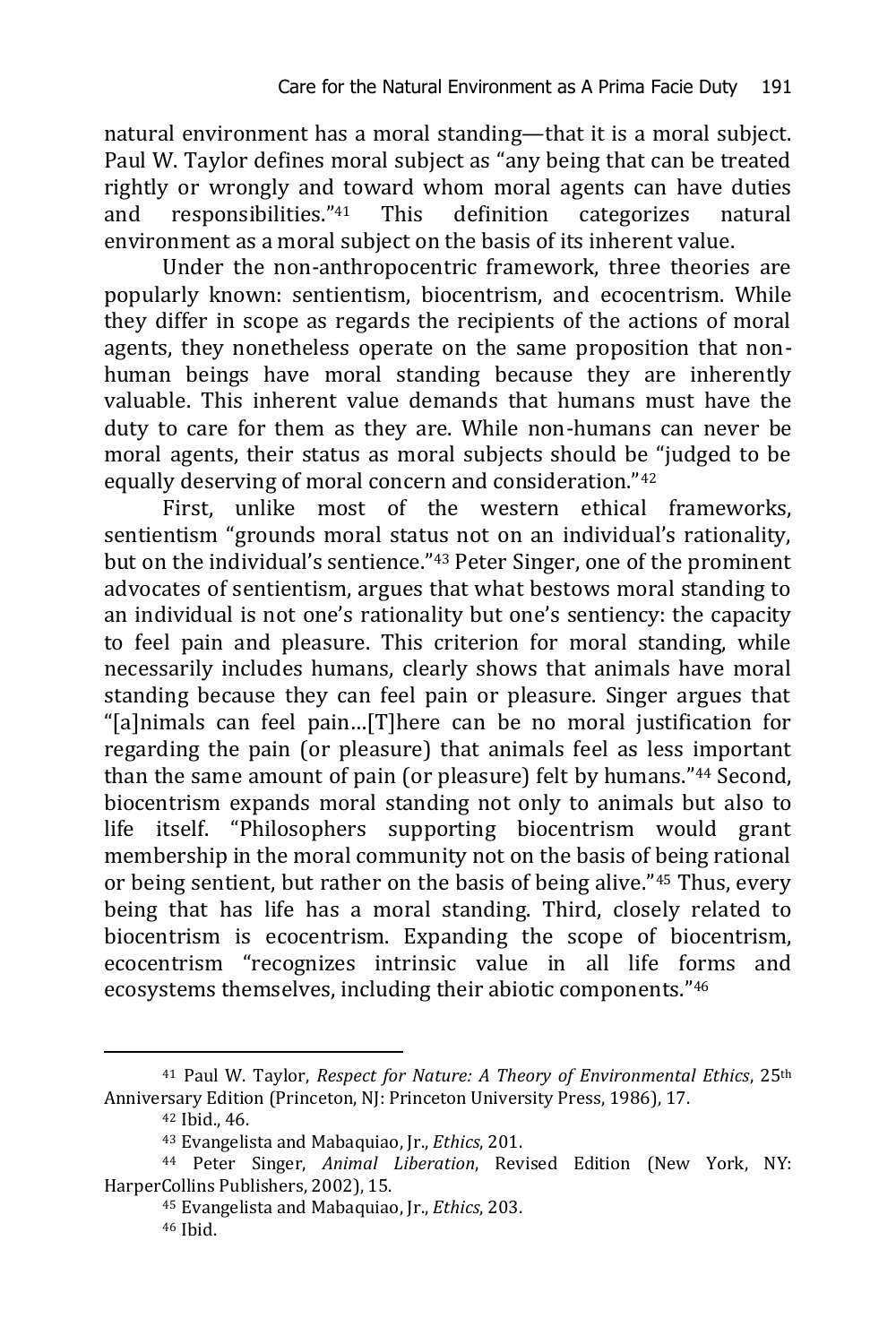natural environment has a moral standing—that it is a moral subject. Paul W. Taylor defines moral subject as "any being that can be treated rightly or wrongly and toward whom moral agents can have duties and responsibilities."[41] This definition categorizes natural environment as a moral subject on the basis of its inherent value.

Under the non-anthropocentric framework, three theories are popularly known: sentientism, biocentrism, and ecocentrism. While they differ in scope as regards the recipients of the actions of moral agents, they nonetheless operate on the same proposition that non-human beings have moral standing because they are inherently valuable. This inherent value demands that humans must have the duty to care for them as they are. While non-humans can never be moral agents, their status as moral subjects should be "judged to be equally deserving of moral concern and consideration."[42]

First, unlike most of the western ethical frameworks, sentientism "grounds moral status not on an individual's rationality, but on the individual's sentience."[43] Peter Singer, one of the prominent advocates of sentientism, argues that what bestows moral standing to an individual is not one's rationality but one's sentiency: the capacity to feel pain and pleasure. This criterion for moral standing, while necessarily includes humans, clearly shows that animals have moral standing because they can feel pain or pleasure. Singer argues that "[a]nimals can feel pain...[T]here can be no moral justification for regarding the pain (or pleasure) that animals feel as less important than the same amount of pain (or pleasure) felt by humans."[44] Second, biocentrism expands moral standing not only to animals but also to life itself. "Philosophers supporting biocentrism would grant membership in the moral community not on the basis of being rational or being sentient, but rather on the basis of being alive."[45] Thus, every being that has life has a moral standing. Third, closely related to biocentrism is ecocentrism. Expanding the scope of biocentrism, ecocentrism "recognizes intrinsic value in all life forms and ecosystems themselves, including their abiotic components."[46]

---

[41] Paul W. Taylor, *Respect for Nature: A Theory of Environmental Ethics*, 25th Anniversary Edition (Princeton, NJ: Princeton University Press, 1986), 17.

[42] Ibid., 46.

[43] Evangelista and Mabaquiao, Jr., *Ethics*, 201.

[44] Peter Singer, *Animal Liberation*, Revised Edition (New York, NY: HarperCollins Publishers, 2002), 15.

[45] Evangelista and Mabaquiao, Jr., *Ethics*, 203.

[46] Ibid.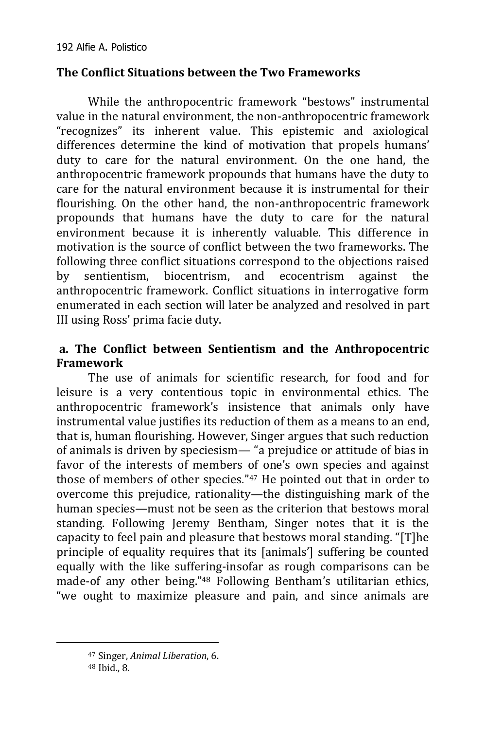## The Conflict Situations between the Two Frameworks

While the anthropocentric framework "bestows" instrumental value in the natural environment, the non-anthropocentric framework "recognizes" its inherent value. This epistemic and axiological differences determine the kind of motivation that propels humans' duty to care for the natural environment. On the one hand, the anthropocentric framework propounds that humans have the duty to care for the natural environment because it is instrumental for their flourishing. On the other hand, the non-anthropocentric framework propounds that humans have the duty to care for the natural environment because it is inherently valuable. This difference in motivation is the source of conflict between the two frameworks. The following three conflict situations correspond to the objections raised by sentientism, biocentrism, and ecocentrism against the anthropocentric framework. Conflict situations in interrogative form enumerated in each section will later be analyzed and resolved in part III using Ross' prima facie duty.

### a. The Conflict between Sentientism and the Anthropocentric Framework

The use of animals for scientific research, for food and for leisure is a very contentious topic in environmental ethics. The anthropocentric framework's insistence that animals only have instrumental value justifies its reduction of them as a means to an end, that is, human flourishing. However, Singer argues that such reduction of animals is driven by speciesism— "a prejudice or attitude of bias in favor of the interests of members of one's own species and against those of members of other species."[47] He pointed out that in order to overcome this prejudice, rationality—the distinguishing mark of the human species—must not be seen as the criterion that bestows moral standing. Following Jeremy Bentham, Singer notes that it is the capacity to feel pain and pleasure that bestows moral standing. "[T]he principle of equality requires that its [animals'] suffering be counted equally with the like suffering-insofar as rough comparisons can be made-of any other being."[48] Following Bentham's utilitarian ethics, "we ought to maximize pleasure and pain, and since animals are

---

[47] Singer, *Animal Liberation*, 6.

[48] Ibid., 8.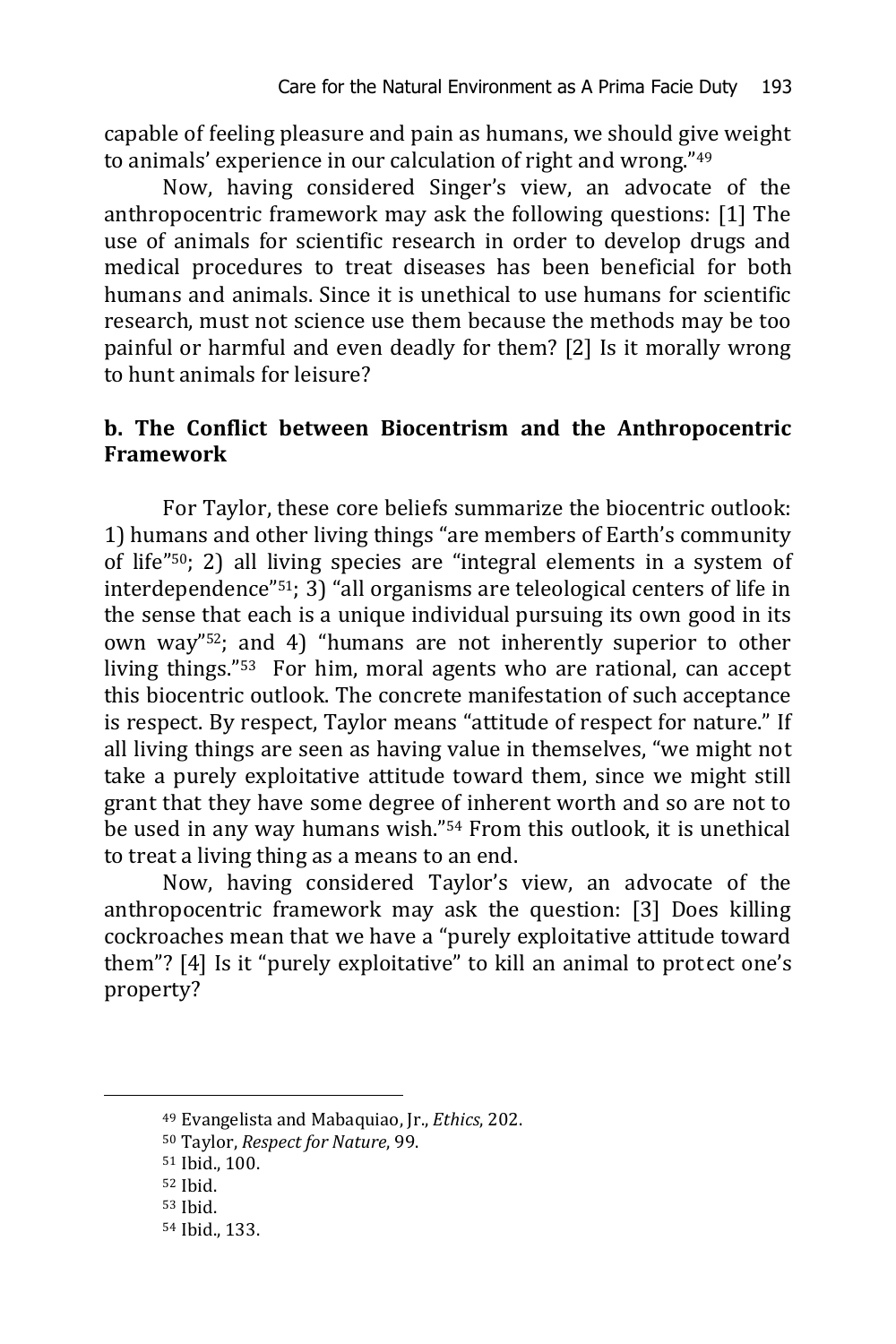capable of feeling pleasure and pain as humans, we should give weight to animals' experience in our calculation of right and wrong."[49]

Now, having considered Singer's view, an advocate of the anthropocentric framework may ask the following questions: [1] The use of animals for scientific research in order to develop drugs and medical procedures to treat diseases has been beneficial for both humans and animals. Since it is unethical to use humans for scientific research, must not science use them because the methods may be too painful or harmful and even deadly for them? [2] Is it morally wrong to hunt animals for leisure?

### b. The Conflict between Biocentrism and the Anthropocentric Framework

For Taylor, these core beliefs summarize the biocentric outlook: 1) humans and other living things "are members of Earth's community of life"[50]; 2) all living species are "integral elements in a system of interdependence"[51]; 3) "all organisms are teleological centers of life in the sense that each is a unique individual pursuing its own good in its own way"[52]; and 4) "humans are not inherently superior to other living things."[53] For him, moral agents who are rational, can accept this biocentric outlook. The concrete manifestation of such acceptance is respect. By respect, Taylor means "attitude of respect for nature." If all living things are seen as having value in themselves, "we might not take a purely exploitative attitude toward them, since we might still grant that they have some degree of inherent worth and so are not to be used in any way humans wish."[54] From this outlook, it is unethical to treat a living thing as a means to an end.

Now, having considered Taylor's view, an advocate of the anthropocentric framework may ask the question: [3] Does killing cockroaches mean that we have a "purely exploitative attitude toward them"? [4] Is it "purely exploitative" to kill an animal to protect one's property?

---

[49] Evangelista and Mabaquiao, Jr., *Ethics*, 202.

[50] Taylor, *Respect for Nature*, 99.

[51] Ibid., 100.

[52] Ibid.

[53] Ibid.

[54] Ibid., 133.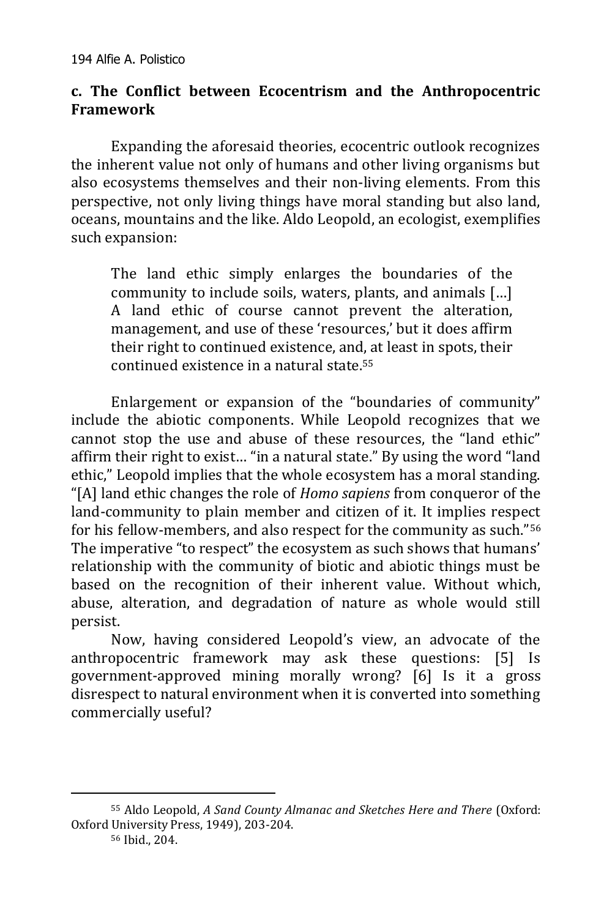### c. The Conflict between Ecocentrism and the Anthropocentric Framework

Expanding the aforesaid theories, ecocentric outlook recognizes the inherent value not only of humans and other living organisms but also ecosystems themselves and their non-living elements. From this perspective, not only living things have moral standing but also land, oceans, mountains and the like. Aldo Leopold, an ecologist, exemplifies such expansion:

> The land ethic simply enlarges the boundaries of the community to include soils, waters, plants, and animals [...] A land ethic of course cannot prevent the alteration, management, and use of these 'resources,' but it does affirm their right to continued existence, and, at least in spots, their continued existence in a natural state.[55]

Enlargement or expansion of the "boundaries of community" include the abiotic components. While Leopold recognizes that we cannot stop the use and abuse of these resources, the "land ethic" affirm their right to exist… "in a natural state." By using the word "land ethic," Leopold implies that the whole ecosystem has a moral standing. "[A] land ethic changes the role of *Homo sapiens* from conqueror of the land-community to plain member and citizen of it. It implies respect for his fellow-members, and also respect for the community as such."[56] The imperative "to respect" the ecosystem as such shows that humans' relationship with the community of biotic and abiotic things must be based on the recognition of their inherent value. Without which, abuse, alteration, and degradation of nature as whole would still persist.

Now, having considered Leopold's view, an advocate of the anthropocentric framework may ask these questions: [5] Is government-approved mining morally wrong? [6] Is it a gross disrespect to natural environment when it is converted into something commercially useful?

---

[55] Aldo Leopold, *A Sand County Almanac and Sketches Here and There* (Oxford: Oxford University Press, 1949), 203-204.

[56] Ibid., 204.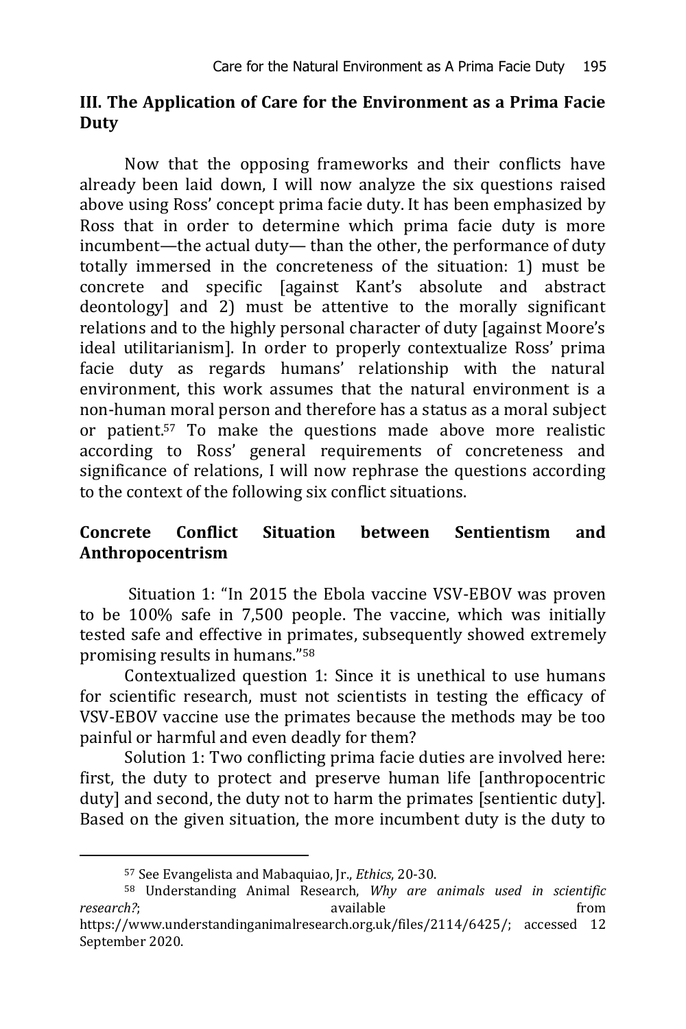## III. The Application of Care for the Environment as a Prima Facie Duty

Now that the opposing frameworks and their conflicts have already been laid down, I will now analyze the six questions raised above using Ross' concept prima facie duty. It has been emphasized by Ross that in order to determine which prima facie duty is more incumbent—the actual duty— than the other, the performance of duty totally immersed in the concreteness of the situation: 1) must be concrete and specific [against Kant's absolute and abstract deontology] and 2) must be attentive to the morally significant relations and to the highly personal character of duty [against Moore's ideal utilitarianism]. In order to properly contextualize Ross' prima facie duty as regards humans' relationship with the natural environment, this work assumes that the natural environment is a non-human moral person and therefore has a status as a moral subject or patient.[57] To make the questions made above more realistic according to Ross' general requirements of concreteness and significance of relations, I will now rephrase the questions according to the context of the following six conflict situations.

### Concrete Conflict Situation between Sentientism and Anthropocentrism

Situation 1: "In 2015 the Ebola vaccine VSV-EBOV was proven to be 100% safe in 7,500 people. The vaccine, which was initially tested safe and effective in primates, subsequently showed extremely promising results in humans."[58]

Contextualized question 1: Since it is unethical to use humans for scientific research, must not scientists in testing the efficacy of VSV-EBOV vaccine use the primates because the methods may be too painful or harmful and even deadly for them?

Solution 1: Two conflicting prima facie duties are involved here: first, the duty to protect and preserve human life [anthropocentric duty] and second, the duty not to harm the primates [sentientic duty]. Based on the given situation, the more incumbent duty is the duty to

---

[57] See Evangelista and Mabaquiao, Jr., *Ethics*, 20-30.

[58] Understanding Animal Research, *Why are animals used in scientific research?*; available from https://www.understandinganimalresearch.org.uk/files/2114/6425/; accessed 12 September 2020.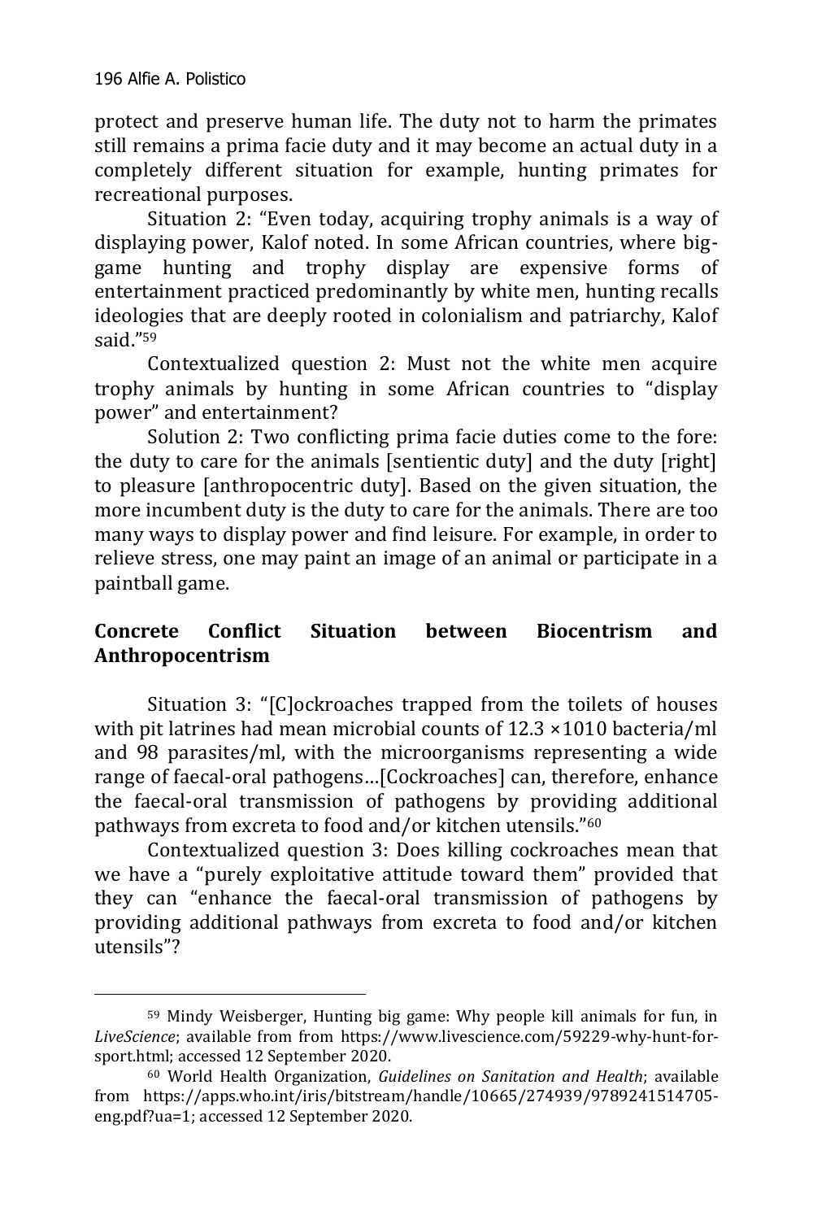protect and preserve human life. The duty not to harm the primates still remains a prima facie duty and it may become an actual duty in a completely different situation for example, hunting primates for recreational purposes.

Situation 2: "Even today, acquiring trophy animals is a way of displaying power, Kalof noted. In some African countries, where big-game hunting and trophy display are expensive forms of entertainment practiced predominantly by white men, hunting recalls ideologies that are deeply rooted in colonialism and patriarchy, Kalof said."[59]

Contextualized question 2: Must not the white men acquire trophy animals by hunting in some African countries to "display power" and entertainment?

Solution 2: Two conflicting prima facie duties come to the fore: the duty to care for the animals [sentientic duty] and the duty [right] to pleasure [anthropocentric duty]. Based on the given situation, the more incumbent duty is the duty to care for the animals. There are too many ways to display power and find leisure. For example, in order to relieve stress, one may paint an image of an animal or participate in a paintball game.

## Concrete Conflict Situation between Biocentrism and Anthropocentrism

Situation 3: "[C]ockroaches trapped from the toilets of houses with pit latrines had mean microbial counts of 12.3 ×1010 bacteria/ml and 98 parasites/ml, with the microorganisms representing a wide range of faecal-oral pathogens…[Cockroaches] can, therefore, enhance the faecal-oral transmission of pathogens by providing additional pathways from excreta to food and/or kitchen utensils."[60]

Contextualized question 3: Does killing cockroaches mean that we have a "purely exploitative attitude toward them" provided that they can "enhance the faecal-oral transmission of pathogens by providing additional pathways from excreta to food and/or kitchen utensils"?

---

[59] Mindy Weisberger, Hunting big game: Why people kill animals for fun, in *LiveScience*; available from from https://www.livescience.com/59229-why-hunt-for-sport.html; accessed 12 September 2020.

[60] World Health Organization, *Guidelines on Sanitation and Health*; available from https://apps.who.int/iris/bitstream/handle/10665/274939/9789241514705-eng.pdf?ua=1; accessed 12 September 2020.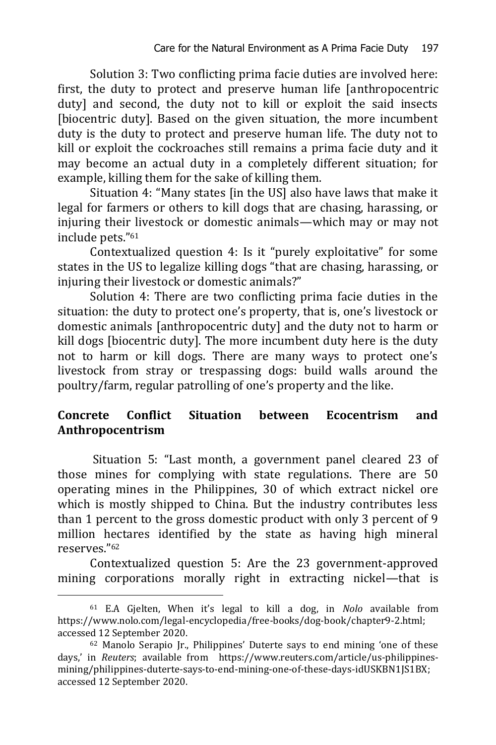Solution 3: Two conflicting prima facie duties are involved here: first, the duty to protect and preserve human life [anthropocentric duty] and second, the duty not to kill or exploit the said insects [biocentric duty]. Based on the given situation, the more incumbent duty is the duty to protect and preserve human life. The duty not to kill or exploit the cockroaches still remains a prima facie duty and it may become an actual duty in a completely different situation; for example, killing them for the sake of killing them.

Situation 4: "Many states [in the US] also have laws that make it legal for farmers or others to kill dogs that are chasing, harassing, or injuring their livestock or domestic animals—which may or may not include pets."[61]

Contextualized question 4: Is it "purely exploitative" for some states in the US to legalize killing dogs "that are chasing, harassing, or injuring their livestock or domestic animals?"

Solution 4: There are two conflicting prima facie duties in the situation: the duty to protect one's property, that is, one's livestock or domestic animals [anthropocentric duty] and the duty not to harm or kill dogs [biocentric duty]. The more incumbent duty here is the duty not to harm or kill dogs. There are many ways to protect one's livestock from stray or trespassing dogs: build walls around the poultry/farm, regular patrolling of one's property and the like.

## Concrete Conflict Situation between Ecocentrism and Anthropocentrism

Situation 5: "Last month, a government panel cleared 23 of those mines for complying with state regulations. There are 50 operating mines in the Philippines, 30 of which extract nickel ore which is mostly shipped to China. But the industry contributes less than 1 percent to the gross domestic product with only 3 percent of 9 million hectares identified by the state as having high mineral reserves."[62]

Contextualized question 5: Are the 23 government-approved mining corporations morally right in extracting nickel—that is

---

[61] E.A Gjelten, When it's legal to kill a dog, in *Nolo* available from https://www.nolo.com/legal-encyclopedia/free-books/dog-book/chapter9-2.html; accessed 12 September 2020.

[62] Manolo Serapio Jr., Philippines' Duterte says to end mining 'one of these days,' in *Reuters*; available from https://www.reuters.com/article/us-philippines-mining/philippines-duterte-says-to-end-mining-one-of-these-days-idUSKBN1JS1BX; accessed 12 September 2020.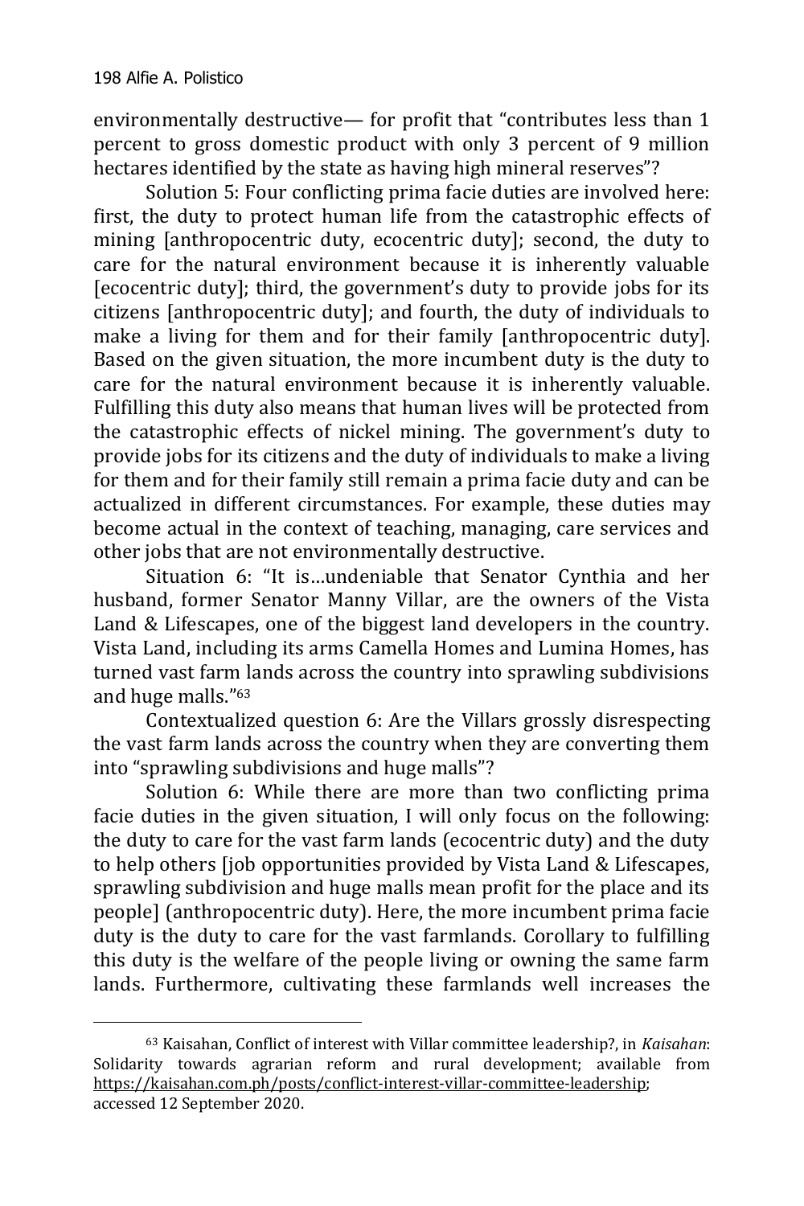environmentally destructive— for profit that "contributes less than 1 percent to gross domestic product with only 3 percent of 9 million hectares identified by the state as having high mineral reserves"?

Solution 5: Four conflicting prima facie duties are involved here: first, the duty to protect human life from the catastrophic effects of mining [anthropocentric duty, ecocentric duty]; second, the duty to care for the natural environment because it is inherently valuable [ecocentric duty]; third, the government's duty to provide jobs for its citizens [anthropocentric duty]; and fourth, the duty of individuals to make a living for them and for their family [anthropocentric duty]. Based on the given situation, the more incumbent duty is the duty to care for the natural environment because it is inherently valuable. Fulfilling this duty also means that human lives will be protected from the catastrophic effects of nickel mining. The government's duty to provide jobs for its citizens and the duty of individuals to make a living for them and for their family still remain a prima facie duty and can be actualized in different circumstances. For example, these duties may become actual in the context of teaching, managing, care services and other jobs that are not environmentally destructive.

Situation 6: "It is…undeniable that Senator Cynthia and her husband, former Senator Manny Villar, are the owners of the Vista Land & Lifescapes, one of the biggest land developers in the country. Vista Land, including its arms Camella Homes and Lumina Homes, has turned vast farm lands across the country into sprawling subdivisions and huge malls."[63]

Contextualized question 6: Are the Villars grossly disrespecting the vast farm lands across the country when they are converting them into "sprawling subdivisions and huge malls"?

Solution 6: While there are more than two conflicting prima facie duties in the given situation, I will only focus on the following: the duty to care for the vast farm lands (ecocentric duty) and the duty to help others [job opportunities provided by Vista Land & Lifescapes, sprawling subdivision and huge malls mean profit for the place and its people] (anthropocentric duty). Here, the more incumbent prima facie duty is the duty to care for the vast farmlands. Corollary to fulfilling this duty is the welfare of the people living or owning the same farm lands. Furthermore, cultivating these farmlands well increases the

---

[63] Kaisahan, Conflict of interest with Villar committee leadership?, in *Kaisahan*: Solidarity towards agrarian reform and rural development; available from https://kaisahan.com.ph/posts/conflict-interest-villar-committee-leadership; accessed 12 September 2020.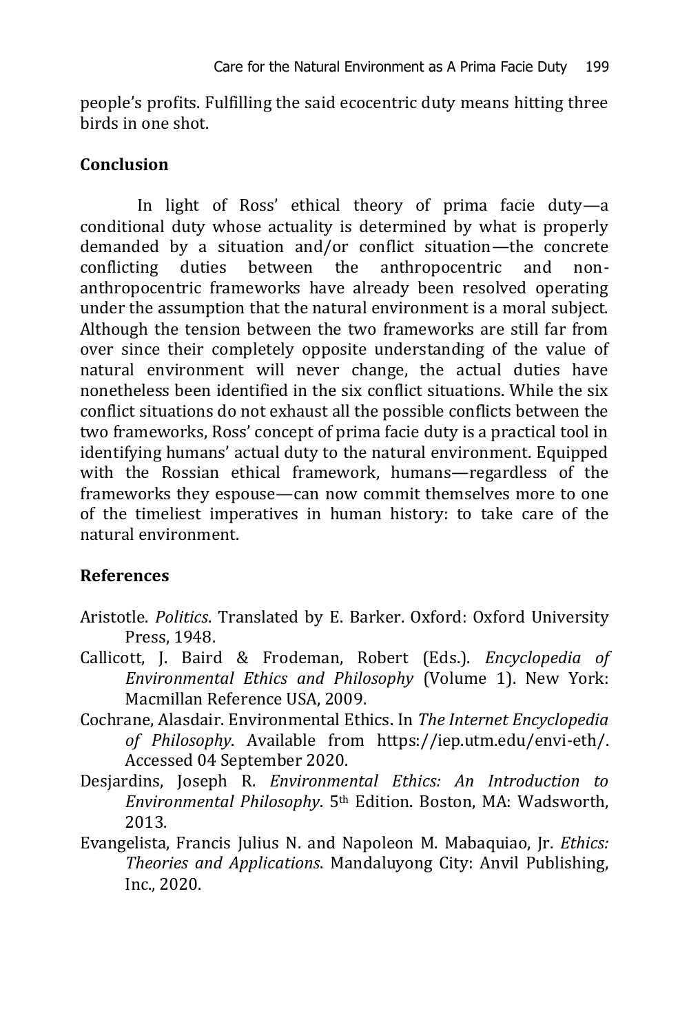people's profits. Fulfilling the said ecocentric duty means hitting three birds in one shot.

## Conclusion

In light of Ross' ethical theory of prima facie duty—a conditional duty whose actuality is determined by what is properly demanded by a situation and/or conflict situation—the concrete conflicting duties between the anthropocentric and non-anthropocentric frameworks have already been resolved operating under the assumption that the natural environment is a moral subject. Although the tension between the two frameworks are still far from over since their completely opposite understanding of the value of natural environment will never change, the actual duties have nonetheless been identified in the six conflict situations. While the six conflict situations do not exhaust all the possible conflicts between the two frameworks, Ross' concept of prima facie duty is a practical tool in identifying humans' actual duty to the natural environment. Equipped with the Rossian ethical framework, humans—regardless of the frameworks they espouse—can now commit themselves more to one of the timeliest imperatives in human history: to take care of the natural environment.

## References

Aristotle. *Politics*. Translated by E. Barker. Oxford: Oxford University Press, 1948.

Callicott, J. Baird & Frodeman, Robert (Eds.). *Encyclopedia of Environmental Ethics and Philosophy* (Volume 1). New York: Macmillan Reference USA, 2009.

Cochrane, Alasdair. Environmental Ethics. In *The Internet Encyclopedia of Philosophy*. Available from https://iep.utm.edu/envi-eth/. Accessed 04 September 2020.

Desjardins, Joseph R. *Environmental Ethics: An Introduction to Environmental Philosophy*. 5th Edition. Boston, MA: Wadsworth, 2013.

Evangelista, Francis Julius N. and Napoleon M. Mabaquiao, Jr. *Ethics: Theories and Applications*. Mandaluyong City: Anvil Publishing, Inc., 2020.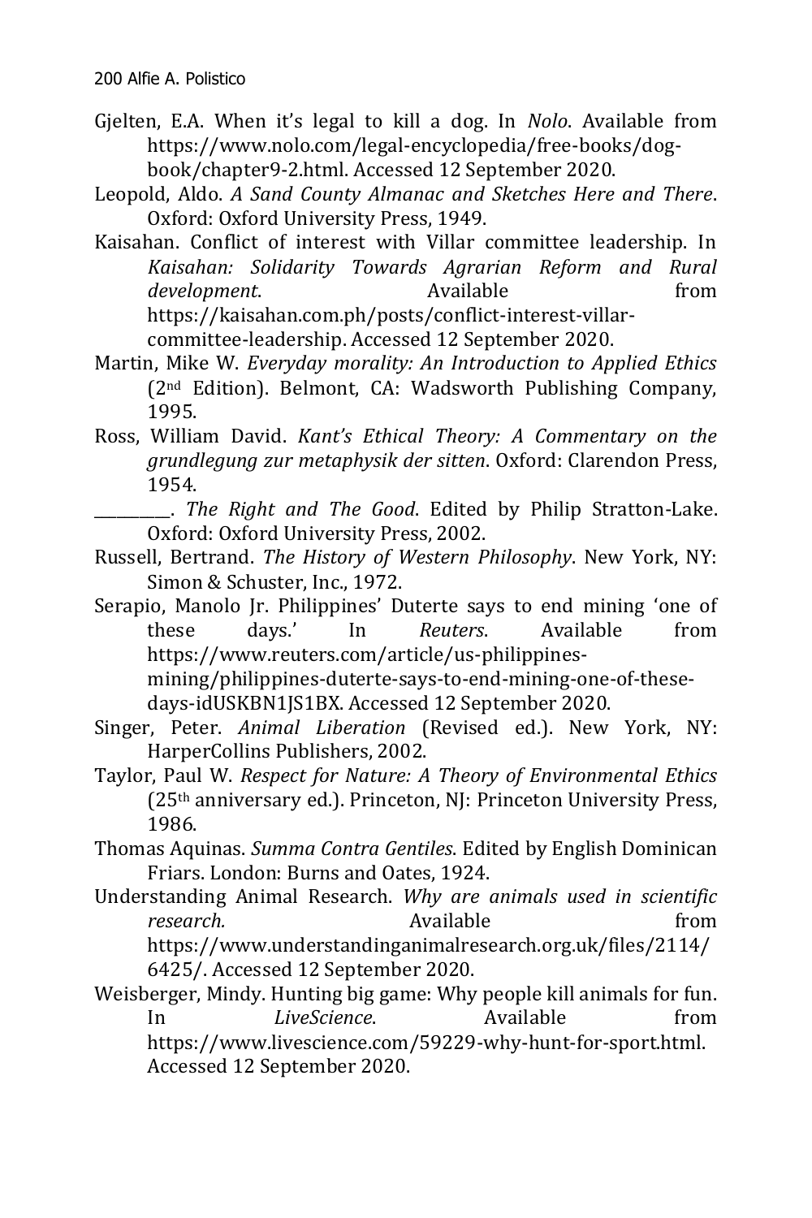Gjelten, E.A. When it's legal to kill a dog. In *Nolo*. Available from https://www.nolo.com/legal-encyclopedia/free-books/dog-book/chapter9-2.html. Accessed 12 September 2020.

Leopold, Aldo. *A Sand County Almanac and Sketches Here and There*. Oxford: Oxford University Press, 1949.

Kaisahan. Conflict of interest with Villar committee leadership. In *Kaisahan: Solidarity Towards Agrarian Reform and Rural development*. Available from https://kaisahan.com.ph/posts/conflict-interest-villar-committee-leadership. Accessed 12 September 2020.

Martin, Mike W. *Everyday morality: An Introduction to Applied Ethics* (2nd Edition). Belmont, CA: Wadsworth Publishing Company, 1995.

Ross, William David. *Kant's Ethical Theory: A Commentary on the grundlegung zur metaphysik der sitten*. Oxford: Clarendon Press, 1954.

_________. *The Right and The Good*. Edited by Philip Stratton-Lake. Oxford: Oxford University Press, 2002.

Russell, Bertrand. *The History of Western Philosophy*. New York, NY: Simon & Schuster, Inc., 1972.

Serapio, Manolo Jr. Philippines' Duterte says to end mining 'one of these days.' In *Reuters*. Available from https://www.reuters.com/article/us-philippines-mining/philippines-duterte-says-to-end-mining-one-of-these-days-idUSKBN1JS1BX. Accessed 12 September 2020.

Singer, Peter. *Animal Liberation* (Revised ed.). New York, NY: HarperCollins Publishers, 2002.

Taylor, Paul W. *Respect for Nature: A Theory of Environmental Ethics* (25th anniversary ed.). Princeton, NJ: Princeton University Press, 1986.

Thomas Aquinas. *Summa Contra Gentiles*. Edited by English Dominican Friars. London: Burns and Oates, 1924.

Understanding Animal Research. *Why are animals used in scientific research.* Available from https://www.understandinganimalresearch.org.uk/files/2114/6425/. Accessed 12 September 2020.

Weisberger, Mindy. Hunting big game: Why people kill animals for fun. In *LiveScience*. Available from https://www.livescience.com/59229-why-hunt-for-sport.html. Accessed 12 September 2020.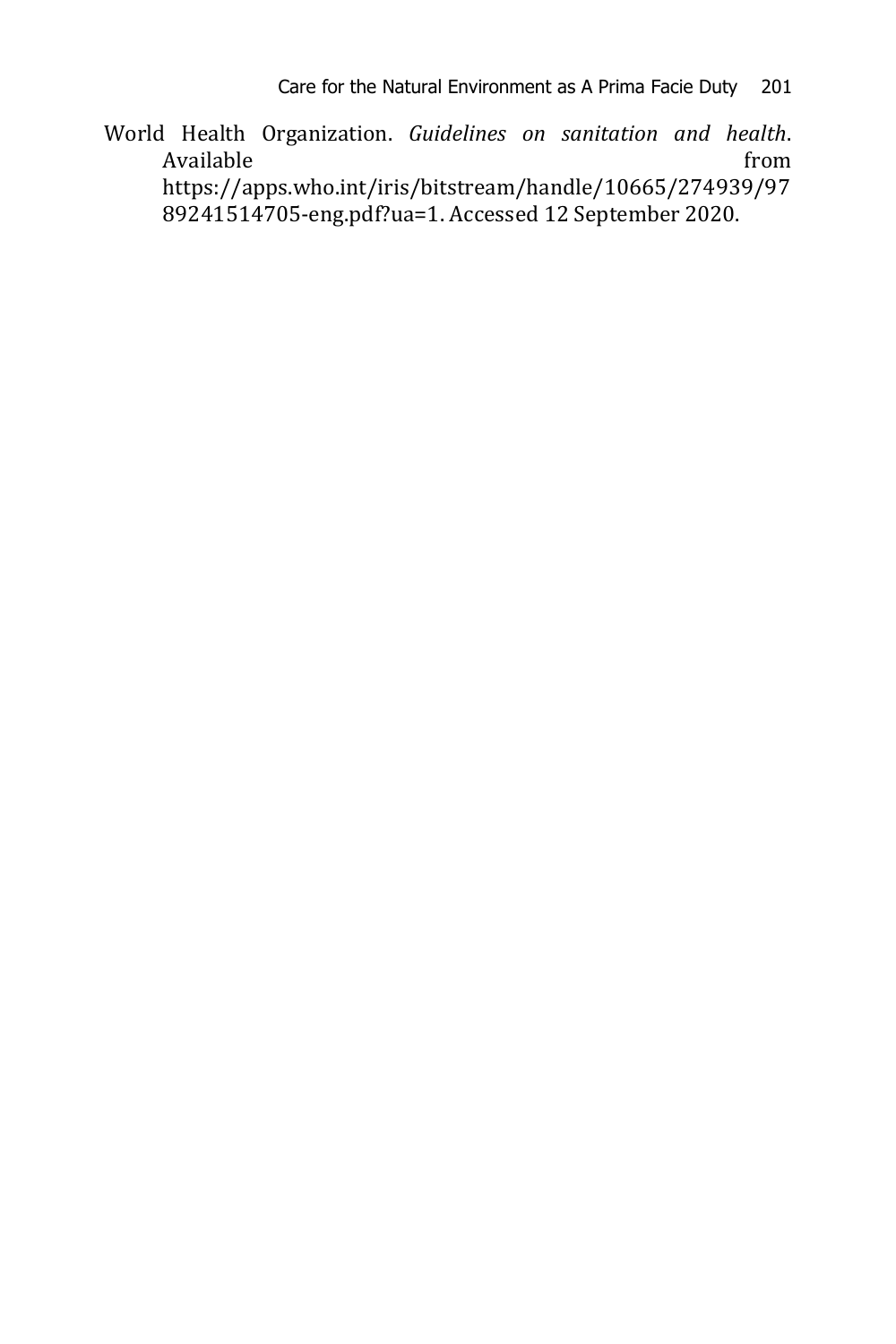World Health Organization. *Guidelines on sanitation and health*. Available from https://apps.who.int/iris/bitstream/handle/10665/274939/9789241514705-eng.pdf?ua=1. Accessed 12 September 2020.